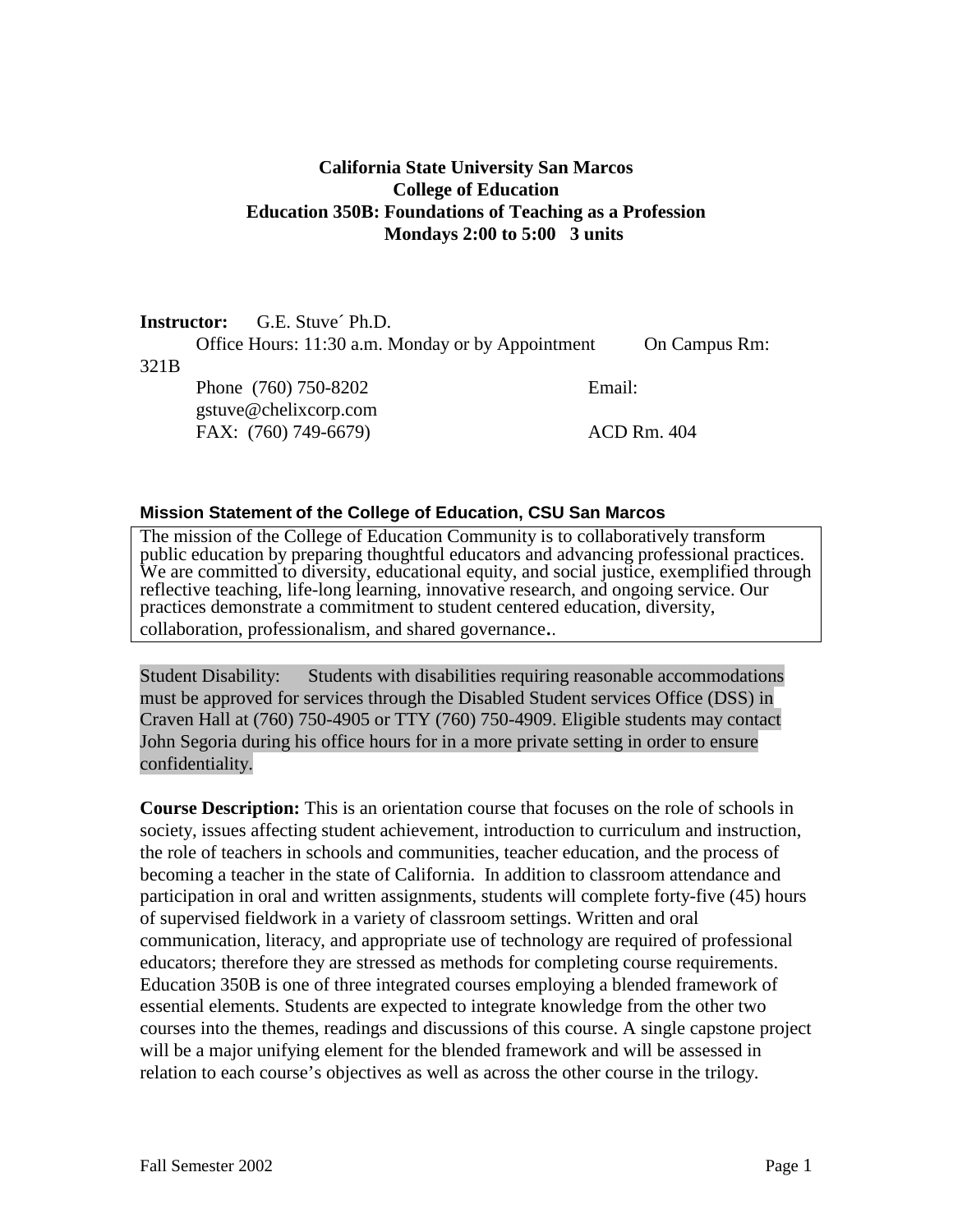**California State University San Marcos**
**College of Education**
**Education 350B: Foundations of Teaching as a Profession**
**Mondays 2:00 to 5:00   3 units**

**Instructor:** G.E. Stuve´ Ph.D.
Office Hours: 11:30 a.m. Monday or by Appointment    On Campus Rm: 321B
Phone (760) 750-8202    Email: gstuve@chelixcorp.com
FAX: (760) 749-6679)    ACD Rm. 404

**Mission Statement of the College of Education, CSU San Marcos**

The mission of the College of Education Community is to collaboratively transform public education by preparing thoughtful educators and advancing professional practices. We are committed to diversity, educational equity, and social justice, exemplified through reflective teaching, life-long learning, innovative research, and ongoing service. Our practices demonstrate a commitment to student centered education, diversity, collaboration, professionalism, and shared governance..

Student Disability: Students with disabilities requiring reasonable accommodations must be approved for services through the Disabled Student services Office (DSS) in Craven Hall at (760) 750-4905 or TTY (760) 750-4909. Eligible students may contact John Segoria during his office hours for in a more private setting in order to ensure confidentiality.

**Course Description:** This is an orientation course that focuses on the role of schools in society, issues affecting student achievement, introduction to curriculum and instruction, the role of teachers in schools and communities, teacher education, and the process of becoming a teacher in the state of California. In addition to classroom attendance and participation in oral and written assignments, students will complete forty-five (45) hours of supervised fieldwork in a variety of classroom settings. Written and oral communication, literacy, and appropriate use of technology are required of professional educators; therefore they are stressed as methods for completing course requirements. Education 350B is one of three integrated courses employing a blended framework of essential elements. Students are expected to integrate knowledge from the other two courses into the themes, readings and discussions of this course. A single capstone project will be a major unifying element for the blended framework and will be assessed in relation to each course's objectives as well as across the other course in the trilogy.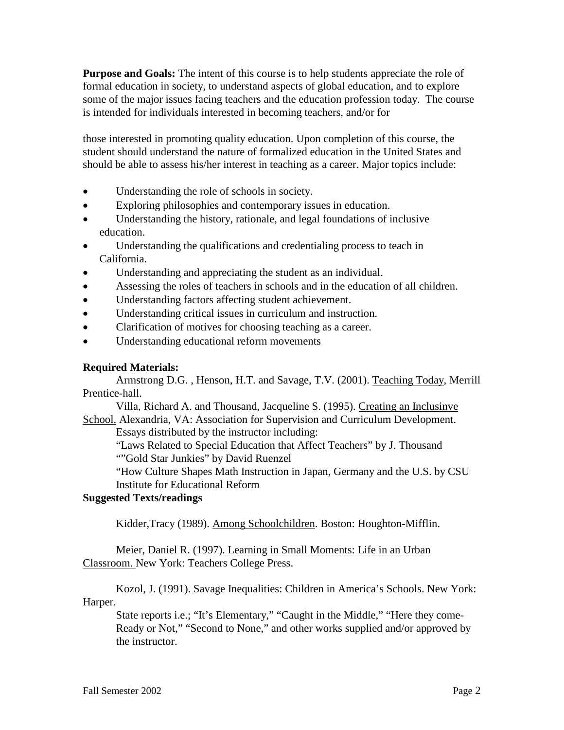**Purpose and Goals:** The intent of this course is to help students appreciate the role of formal education in society, to understand aspects of global education, and to explore some of the major issues facing teachers and the education profession today. The course is intended for individuals interested in becoming teachers, and/or for

those interested in promoting quality education. Upon completion of this course, the student should understand the nature of formalized education in the United States and should be able to assess his/her interest in teaching as a career. Major topics include:

- Understanding the role of schools in society.
- Exploring philosophies and contemporary issues in education.
- Understanding the history, rationale, and legal foundations of inclusive education.
- Understanding the qualifications and credentialing process to teach in California.
- Understanding and appreciating the student as an individual.
- Assessing the roles of teachers in schools and in the education of all children.
- Understanding factors affecting student achievement.
- Understanding critical issues in curriculum and instruction.
- Clarification of motives for choosing teaching as a career.
- Understanding educational reform movements

**Required Materials:**

Armstrong D.G. , Henson, H.T. and Savage, T.V. (2001). Teaching Today, Merrill Prentice-hall.

Villa, Richard A. and Thousand, Jacqueline S. (1995). Creating an Inclusinve School. Alexandria, VA: Association for Supervision and Curriculum Development.

Essays distributed by the instructor including:

"Laws Related to Special Education that Affect Teachers" by J. Thousand

""Gold Star Junkies" by David Ruenzel

"How Culture Shapes Math Instruction in Japan, Germany and the U.S. by CSU Institute for Educational Reform

**Suggested Texts/readings**

Kidder,Tracy (1989). Among Schoolchildren. Boston: Houghton-Mifflin.

Meier, Daniel R. (1997). Learning in Small Moments: Life in an Urban Classroom. New York: Teachers College Press.

Kozol, J. (1991). Savage Inequalities: Children in America's Schools. New York: Harper.

State reports i.e.; "It's Elementary," "Caught in the Middle," "Here they come-Ready or Not," "Second to None," and other works supplied and/or approved by the instructor.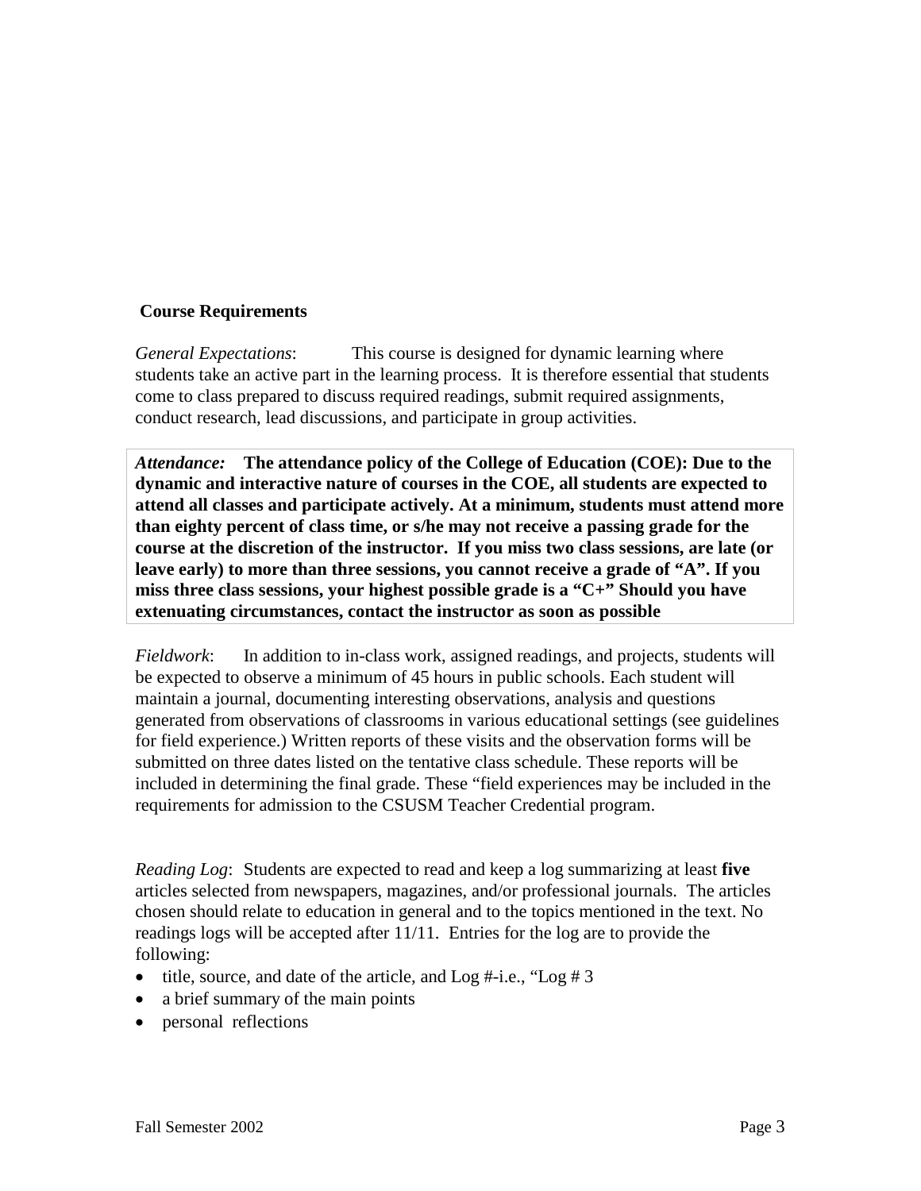**Course Requirements**

*General Expectations*: This course is designed for dynamic learning where students take an active part in the learning process. It is therefore essential that students come to class prepared to discuss required readings, submit required assignments, conduct research, lead discussions, and participate in group activities.

***Attendance:*** **The attendance policy of the College of Education (COE): Due to the dynamic and interactive nature of courses in the COE, all students are expected to attend all classes and participate actively. At a minimum, students must attend more than eighty percent of class time, or s/he may not receive a passing grade for the course at the discretion of the instructor. If you miss two class sessions, are late (or leave early) to more than three sessions, you cannot receive a grade of "A". If you miss three class sessions, your highest possible grade is a "C+" Should you have extenuating circumstances, contact the instructor as soon as possible**

*Fieldwork*: In addition to in-class work, assigned readings, and projects, students will be expected to observe a minimum of 45 hours in public schools. Each student will maintain a journal, documenting interesting observations, analysis and questions generated from observations of classrooms in various educational settings (see guidelines for field experience.) Written reports of these visits and the observation forms will be submitted on three dates listed on the tentative class schedule. These reports will be included in determining the final grade. These "field experiences may be included in the requirements for admission to the CSUSM Teacher Credential program.

*Reading Log*: Students are expected to read and keep a log summarizing at least **five** articles selected from newspapers, magazines, and/or professional journals. The articles chosen should relate to education in general and to the topics mentioned in the text. No readings logs will be accepted after 11/11. Entries for the log are to provide the following:

- title, source, and date of the article, and Log #-i.e., "Log # 3
- a brief summary of the main points
- personal reflections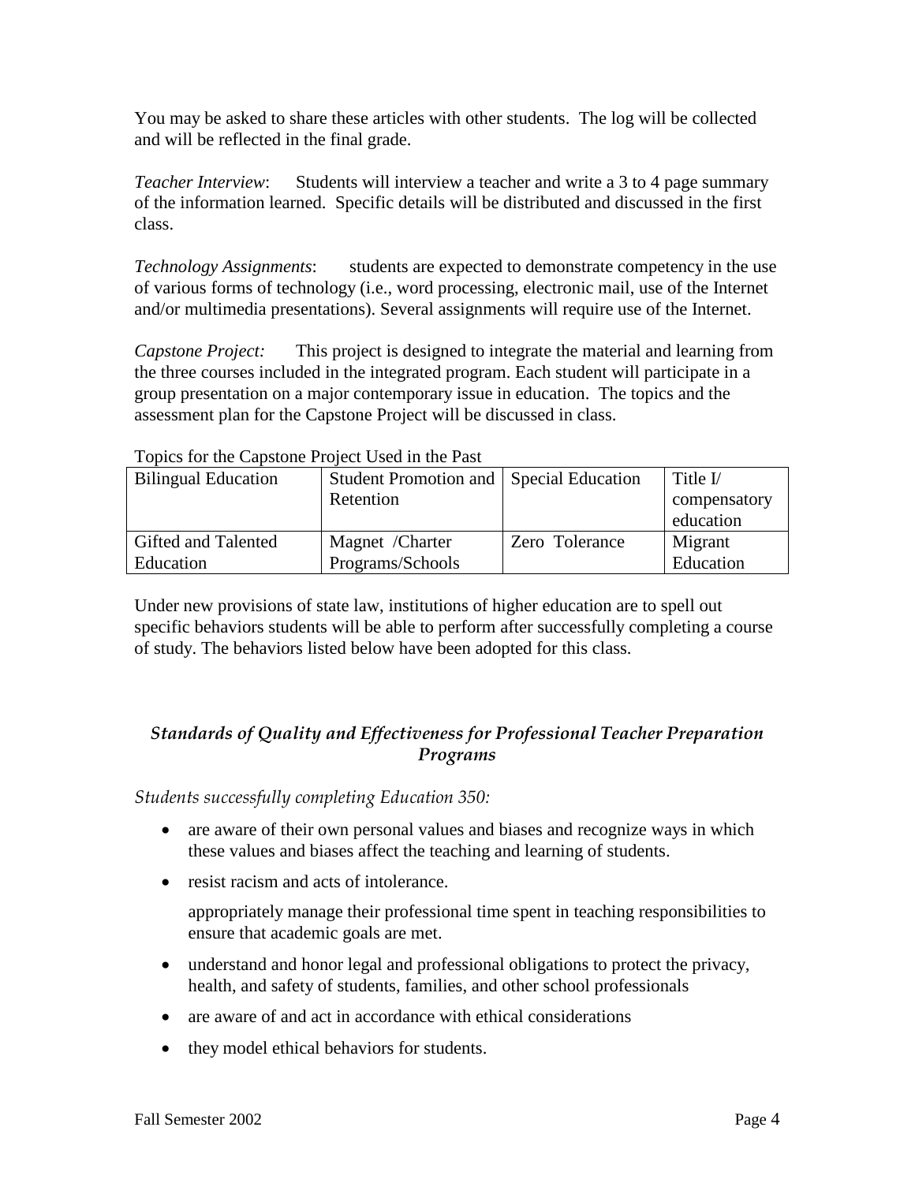You may be asked to share these articles with other students. The log will be collected and will be reflected in the final grade.

*Teacher Interview*: Students will interview a teacher and write a 3 to 4 page summary of the information learned. Specific details will be distributed and discussed in the first class.

*Technology Assignments*: students are expected to demonstrate competency in the use of various forms of technology (i.e., word processing, electronic mail, use of the Internet and/or multimedia presentations). Several assignments will require use of the Internet.

*Capstone Project:* This project is designed to integrate the material and learning from the three courses included in the integrated program. Each student will participate in a group presentation on a major contemporary issue in education. The topics and the assessment plan for the Capstone Project will be discussed in class.

Topics for the Capstone Project Used in the Past

| Bilingual Education | Student Promotion and Retention | Special Education | Title I/ compensatory education |
|---|---|---|---|
| Gifted and Talented Education | Magnet /Charter Programs/Schools | Zero Tolerance | Migrant Education |

Under new provisions of state law, institutions of higher education are to spell out specific behaviors students will be able to perform after successfully completing a course of study. The behaviors listed below have been adopted for this class.

### *Standards of Quality and Effectiveness for Professional Teacher Preparation Programs*

*Students successfully completing Education 350:*

- are aware of their own personal values and biases and recognize ways in which these values and biases affect the teaching and learning of students.
- resist racism and acts of intolerance.

  appropriately manage their professional time spent in teaching responsibilities to ensure that academic goals are met.
- understand and honor legal and professional obligations to protect the privacy, health, and safety of students, families, and other school professionals
- are aware of and act in accordance with ethical considerations
- they model ethical behaviors for students.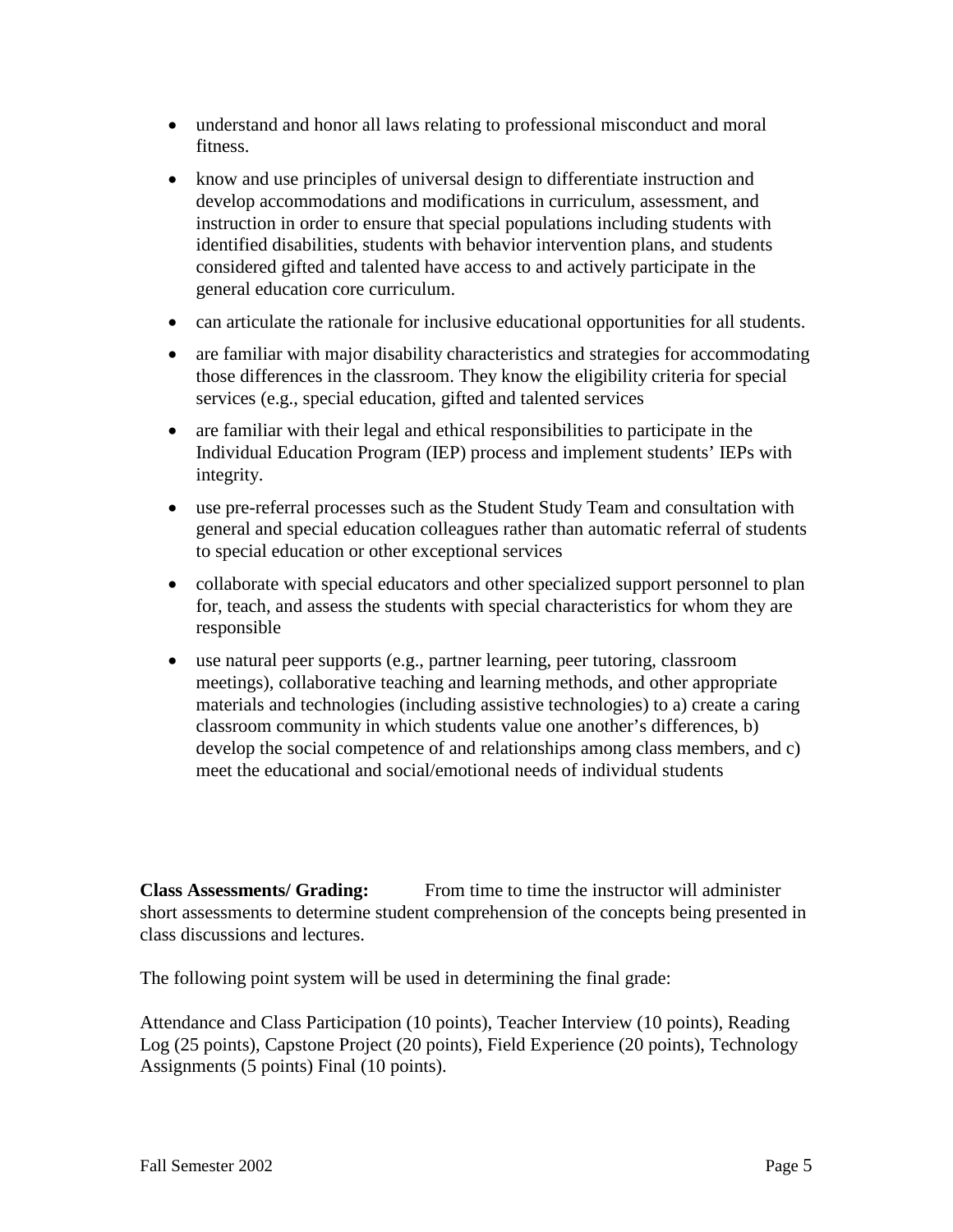- understand and honor all laws relating to professional misconduct and moral fitness.
- know and use principles of universal design to differentiate instruction and develop accommodations and modifications in curriculum, assessment, and instruction in order to ensure that special populations including students with identified disabilities, students with behavior intervention plans, and students considered gifted and talented have access to and actively participate in the general education core curriculum.
- can articulate the rationale for inclusive educational opportunities for all students.
- are familiar with major disability characteristics and strategies for accommodating those differences in the classroom. They know the eligibility criteria for special services (e.g., special education, gifted and talented services
- are familiar with their legal and ethical responsibilities to participate in the Individual Education Program (IEP) process and implement students' IEPs with integrity.
- use pre-referral processes such as the Student Study Team and consultation with general and special education colleagues rather than automatic referral of students to special education or other exceptional services
- collaborate with special educators and other specialized support personnel to plan for, teach, and assess the students with special characteristics for whom they are responsible
- use natural peer supports (e.g., partner learning, peer tutoring, classroom meetings), collaborative teaching and learning methods, and other appropriate materials and technologies (including assistive technologies) to a) create a caring classroom community in which students value one another's differences, b) develop the social competence of and relationships among class members, and c) meet the educational and social/emotional needs of individual students

**Class Assessments/ Grading:** From time to time the instructor will administer short assessments to determine student comprehension of the concepts being presented in class discussions and lectures.

The following point system will be used in determining the final grade:

Attendance and Class Participation (10 points), Teacher Interview (10 points), Reading Log (25 points), Capstone Project (20 points), Field Experience (20 points), Technology Assignments (5 points) Final (10 points).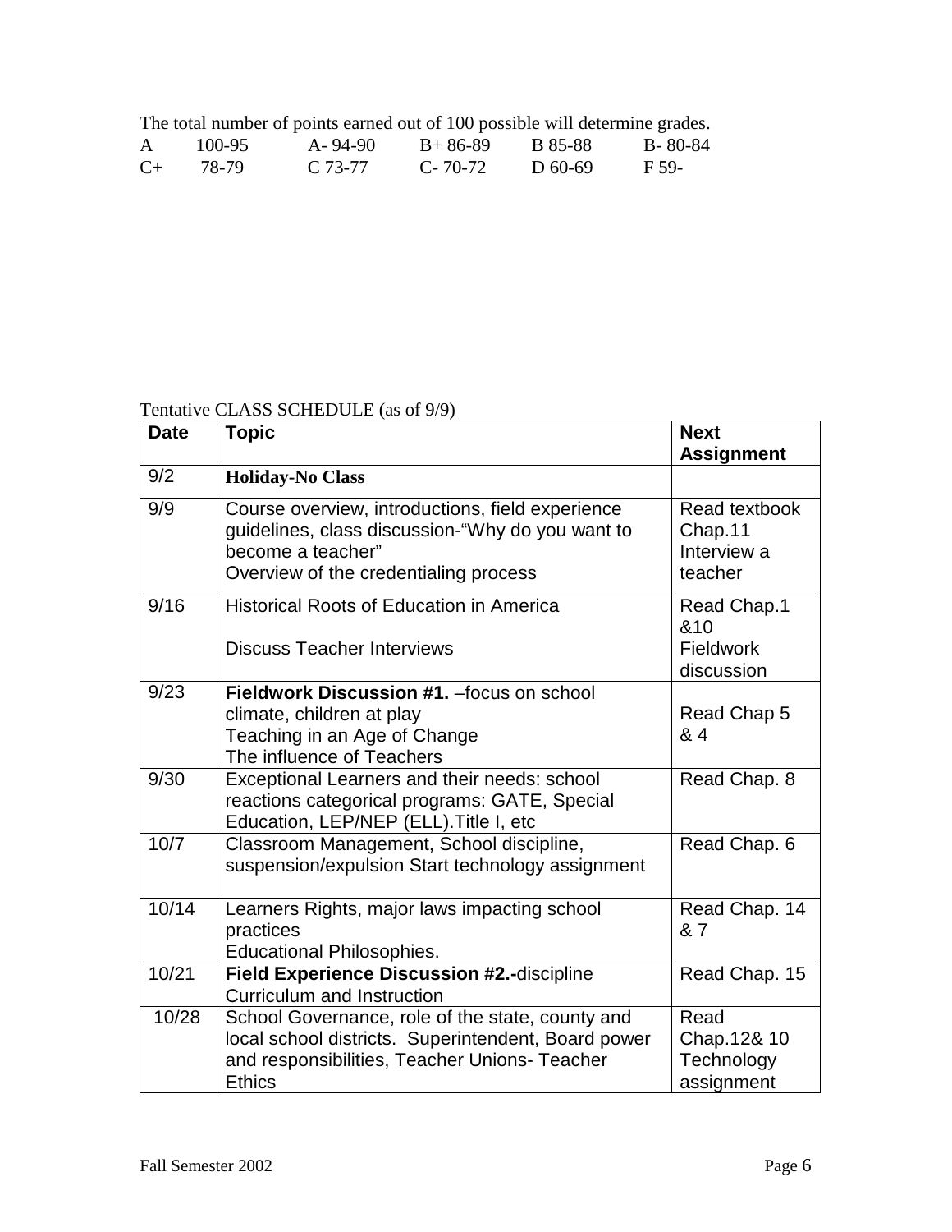The total number of points earned out of 100 possible will determine grades.

| A | 100-95 | A- 94-90 | B+ 86-89 | B 85-88 | B- 80-84 |
|---|---|---|---|---|---|
| C+ | 78-79 | C 73-77 | C- 70-72 | D 60-69 | F 59- |

Tentative CLASS SCHEDULE (as of 9/9)

| Date | Topic | Next Assignment |
|---|---|---|
| 9/2 | **Holiday-No Class** | |
| 9/9 | Course overview, introductions, field experience guidelines, class discussion-"Why do you want to become a teacher"<br>Overview of the credentialing process | Read textbook Chap.11<br>Interview a teacher |
| 9/16 | Historical Roots of Education in America<br><br>Discuss Teacher Interviews | Read Chap.1 &10<br>Fieldwork discussion |
| 9/23 | **Fieldwork Discussion #1.** –focus on school climate, children at play<br>Teaching in an Age of Change<br>The influence of Teachers | Read Chap 5 & 4 |
| 9/30 | Exceptional Learners and their needs: school reactions categorical programs: GATE, Special Education, LEP/NEP (ELL).Title I, etc | Read Chap. 8 |
| 10/7 | Classroom Management, School discipline, suspension/expulsion Start technology assignment | Read Chap. 6 |
| 10/14 | Learners Rights, major laws impacting school practices<br>Educational Philosophies. | Read Chap. 14 & 7 |
| 10/21 | **Field Experience Discussion #2.-**discipline<br>Curriculum and Instruction | Read Chap. 15 |
| 10/28 | School Governance, role of the state, county and local school districts. Superintendent, Board power and responsibilities, Teacher Unions- Teacher Ethics | Read Chap.12& 10<br>Technology assignment |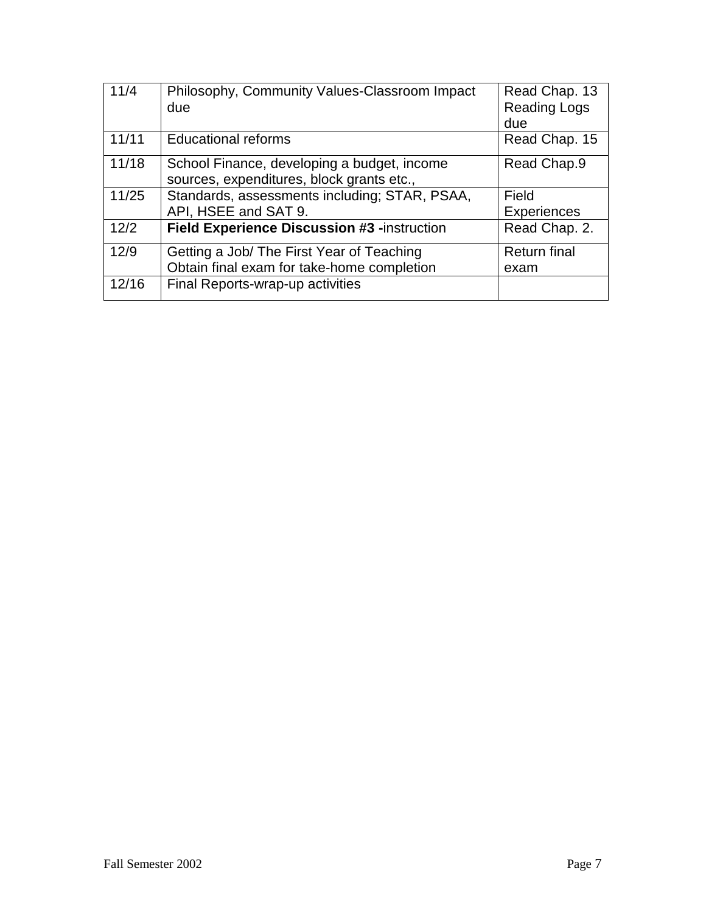| | | |
|---|---|---|
| 11/4 | Philosophy, Community Values-Classroom Impact due | Read Chap. 13 Reading Logs due |
| 11/11 | Educational reforms | Read Chap. 15 |
| 11/18 | School Finance, developing a budget, income sources, expenditures, block grants etc., | Read Chap.9 |
| 11/25 | Standards, assessments including; STAR, PSAA, API, HSEE and SAT 9. | Field Experiences |
| 12/2 | **Field Experience Discussion #3 -**instruction | Read Chap. 2. |
| 12/9 | Getting a Job/ The First Year of Teaching<br>Obtain final exam for take-home completion | Return final exam |
| 12/16 | Final Reports-wrap-up activities | |